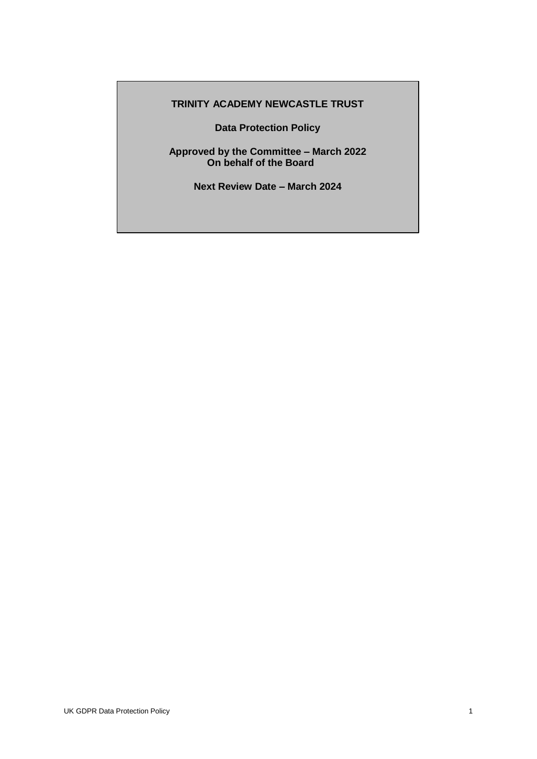**TRINITY ACADEMY NEWCASTLE TRUST**

**Data Protection Policy**

**Approved by the Committee – March 2022**
**On behalf of the Board**

**Next Review Date – March 2024**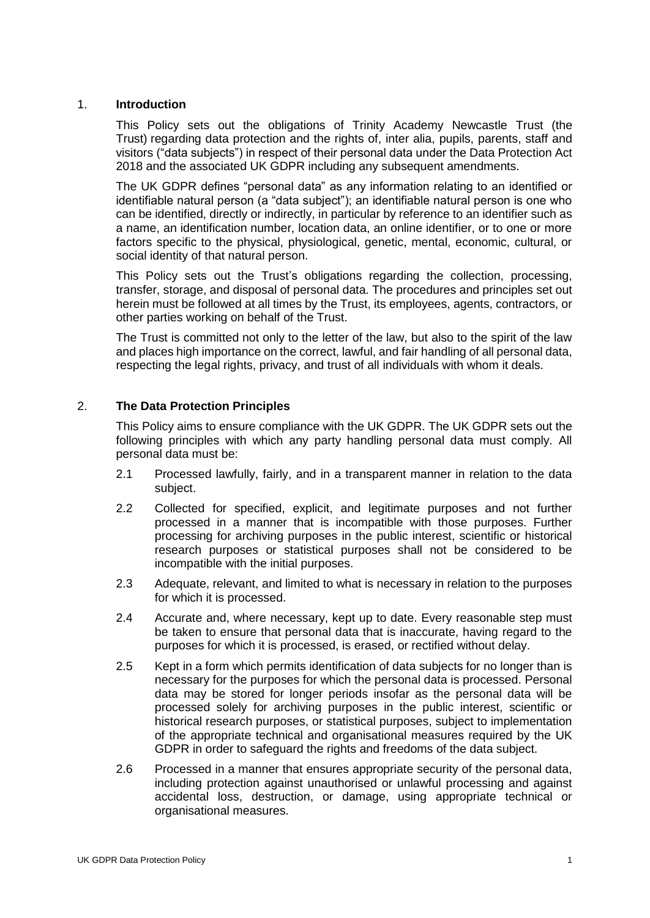## 1. Introduction

This Policy sets out the obligations of Trinity Academy Newcastle Trust (the Trust) regarding data protection and the rights of, inter alia, pupils, parents, staff and visitors ("data subjects") in respect of their personal data under the Data Protection Act 2018 and the associated UK GDPR including any subsequent amendments.

The UK GDPR defines "personal data" as any information relating to an identified or identifiable natural person (a "data subject"); an identifiable natural person is one who can be identified, directly or indirectly, in particular by reference to an identifier such as a name, an identification number, location data, an online identifier, or to one or more factors specific to the physical, physiological, genetic, mental, economic, cultural, or social identity of that natural person.

This Policy sets out the Trust's obligations regarding the collection, processing, transfer, storage, and disposal of personal data. The procedures and principles set out herein must be followed at all times by the Trust, its employees, agents, contractors, or other parties working on behalf of the Trust.

The Trust is committed not only to the letter of the law, but also to the spirit of the law and places high importance on the correct, lawful, and fair handling of all personal data, respecting the legal rights, privacy, and trust of all individuals with whom it deals.

## 2. The Data Protection Principles

This Policy aims to ensure compliance with the UK GDPR. The UK GDPR sets out the following principles with which any party handling personal data must comply. All personal data must be:

2.1 Processed lawfully, fairly, and in a transparent manner in relation to the data subject.

2.2 Collected for specified, explicit, and legitimate purposes and not further processed in a manner that is incompatible with those purposes. Further processing for archiving purposes in the public interest, scientific or historical research purposes or statistical purposes shall not be considered to be incompatible with the initial purposes.

2.3 Adequate, relevant, and limited to what is necessary in relation to the purposes for which it is processed.

2.4 Accurate and, where necessary, kept up to date. Every reasonable step must be taken to ensure that personal data that is inaccurate, having regard to the purposes for which it is processed, is erased, or rectified without delay.

2.5 Kept in a form which permits identification of data subjects for no longer than is necessary for the purposes for which the personal data is processed. Personal data may be stored for longer periods insofar as the personal data will be processed solely for archiving purposes in the public interest, scientific or historical research purposes, or statistical purposes, subject to implementation of the appropriate technical and organisational measures required by the UK GDPR in order to safeguard the rights and freedoms of the data subject.

2.6 Processed in a manner that ensures appropriate security of the personal data, including protection against unauthorised or unlawful processing and against accidental loss, destruction, or damage, using appropriate technical or organisational measures.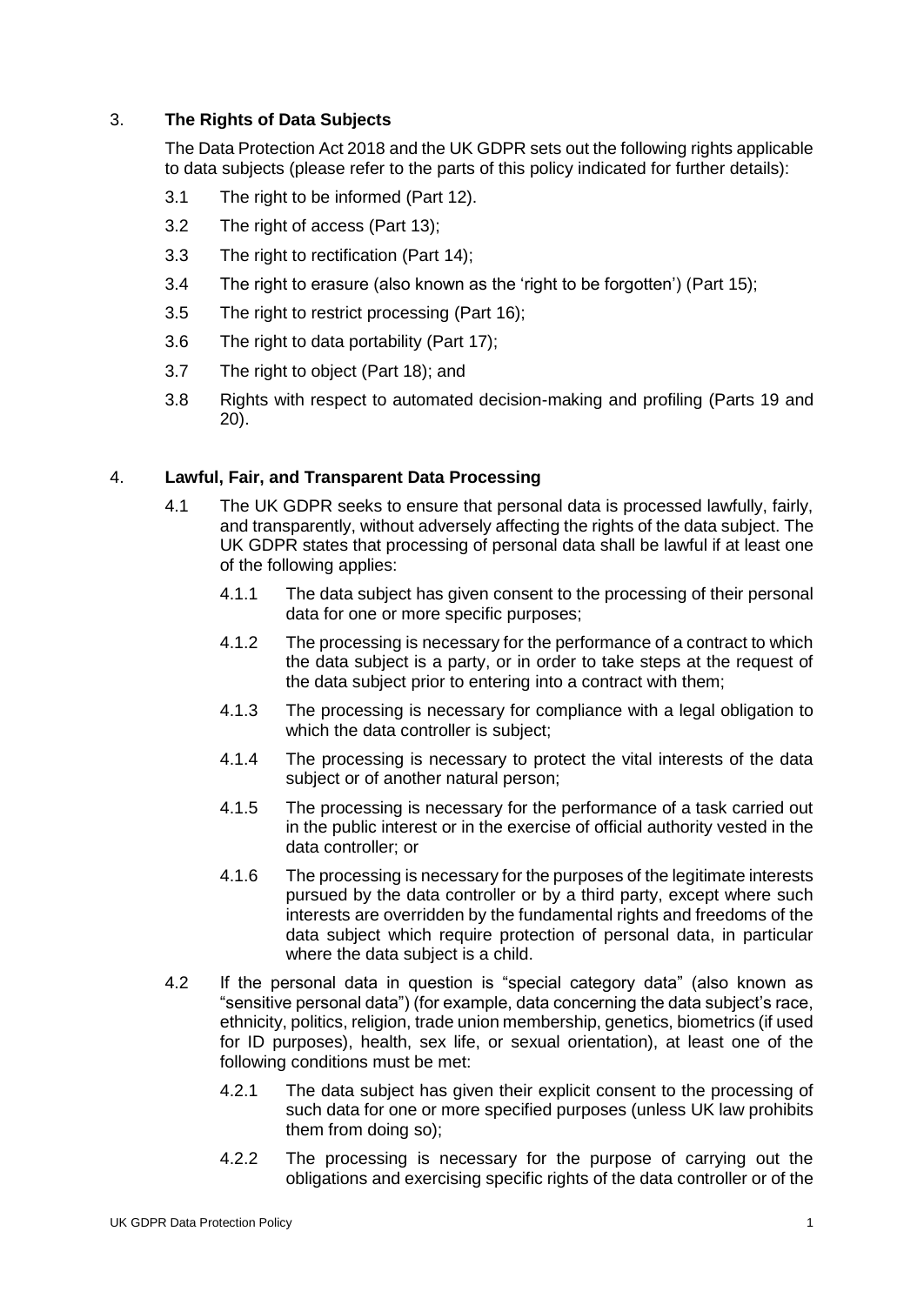## 3. **The Rights of Data Subjects**

The Data Protection Act 2018 and the UK GDPR sets out the following rights applicable to data subjects (please refer to the parts of this policy indicated for further details):

3.1 The right to be informed (Part 12).

3.2 The right of access (Part 13);

3.3 The right to rectification (Part 14);

3.4 The right to erasure (also known as the 'right to be forgotten') (Part 15);

3.5 The right to restrict processing (Part 16);

3.6 The right to data portability (Part 17);

3.7 The right to object (Part 18); and

3.8 Rights with respect to automated decision-making and profiling (Parts 19 and 20).

## 4. **Lawful, Fair, and Transparent Data Processing**

4.1 The UK GDPR seeks to ensure that personal data is processed lawfully, fairly, and transparently, without adversely affecting the rights of the data subject. The UK GDPR states that processing of personal data shall be lawful if at least one of the following applies:

4.1.1 The data subject has given consent to the processing of their personal data for one or more specific purposes;

4.1.2 The processing is necessary for the performance of a contract to which the data subject is a party, or in order to take steps at the request of the data subject prior to entering into a contract with them;

4.1.3 The processing is necessary for compliance with a legal obligation to which the data controller is subject;

4.1.4 The processing is necessary to protect the vital interests of the data subject or of another natural person;

4.1.5 The processing is necessary for the performance of a task carried out in the public interest or in the exercise of official authority vested in the data controller; or

4.1.6 The processing is necessary for the purposes of the legitimate interests pursued by the data controller or by a third party, except where such interests are overridden by the fundamental rights and freedoms of the data subject which require protection of personal data, in particular where the data subject is a child.

4.2 If the personal data in question is "special category data" (also known as "sensitive personal data") (for example, data concerning the data subject's race, ethnicity, politics, religion, trade union membership, genetics, biometrics (if used for ID purposes), health, sex life, or sexual orientation), at least one of the following conditions must be met:

4.2.1 The data subject has given their explicit consent to the processing of such data for one or more specified purposes (unless UK law prohibits them from doing so);

4.2.2 The processing is necessary for the purpose of carrying out the obligations and exercising specific rights of the data controller or of the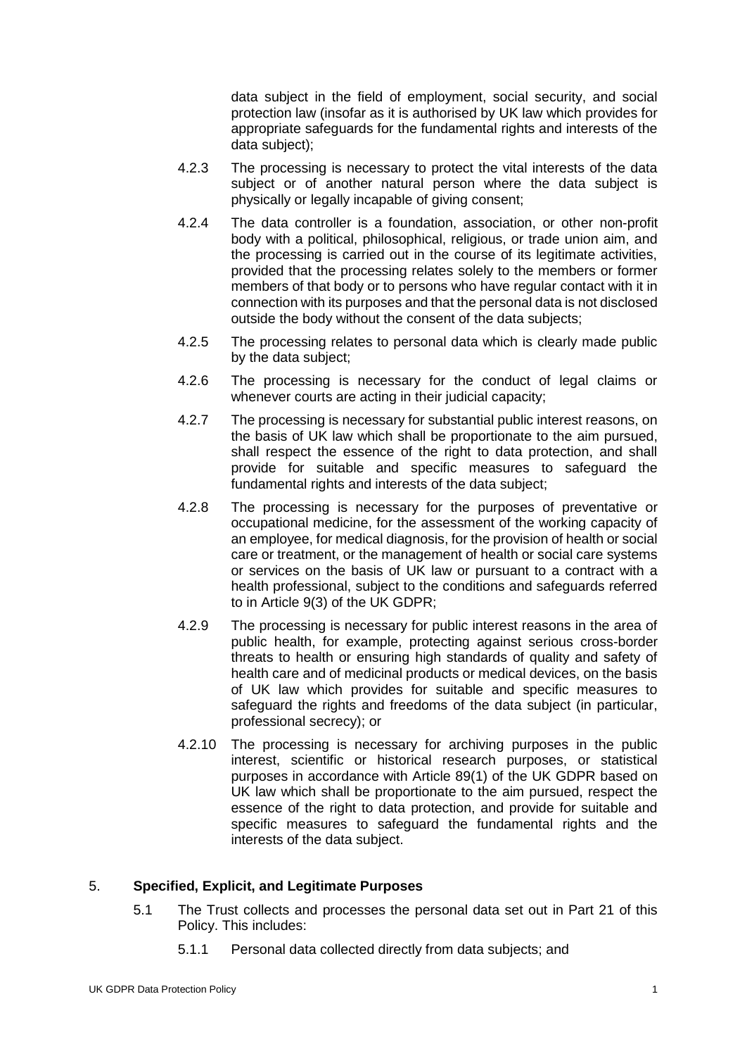data subject in the field of employment, social security, and social protection law (insofar as it is authorised by UK law which provides for appropriate safeguards for the fundamental rights and interests of the data subject);

4.2.3 The processing is necessary to protect the vital interests of the data subject or of another natural person where the data subject is physically or legally incapable of giving consent;

4.2.4 The data controller is a foundation, association, or other non-profit body with a political, philosophical, religious, or trade union aim, and the processing is carried out in the course of its legitimate activities, provided that the processing relates solely to the members or former members of that body or to persons who have regular contact with it in connection with its purposes and that the personal data is not disclosed outside the body without the consent of the data subjects;

4.2.5 The processing relates to personal data which is clearly made public by the data subject;

4.2.6 The processing is necessary for the conduct of legal claims or whenever courts are acting in their judicial capacity;

4.2.7 The processing is necessary for substantial public interest reasons, on the basis of UK law which shall be proportionate to the aim pursued, shall respect the essence of the right to data protection, and shall provide for suitable and specific measures to safeguard the fundamental rights and interests of the data subject;

4.2.8 The processing is necessary for the purposes of preventative or occupational medicine, for the assessment of the working capacity of an employee, for medical diagnosis, for the provision of health or social care or treatment, or the management of health or social care systems or services on the basis of UK law or pursuant to a contract with a health professional, subject to the conditions and safeguards referred to in Article 9(3) of the UK GDPR;

4.2.9 The processing is necessary for public interest reasons in the area of public health, for example, protecting against serious cross-border threats to health or ensuring high standards of quality and safety of health care and of medicinal products or medical devices, on the basis of UK law which provides for suitable and specific measures to safeguard the rights and freedoms of the data subject (in particular, professional secrecy); or

4.2.10 The processing is necessary for archiving purposes in the public interest, scientific or historical research purposes, or statistical purposes in accordance with Article 89(1) of the UK GDPR based on UK law which shall be proportionate to the aim pursued, respect the essence of the right to data protection, and provide for suitable and specific measures to safeguard the fundamental rights and the interests of the data subject.

## 5. Specified, Explicit, and Legitimate Purposes

5.1 The Trust collects and processes the personal data set out in Part 21 of this Policy. This includes:

5.1.1 Personal data collected directly from data subjects; and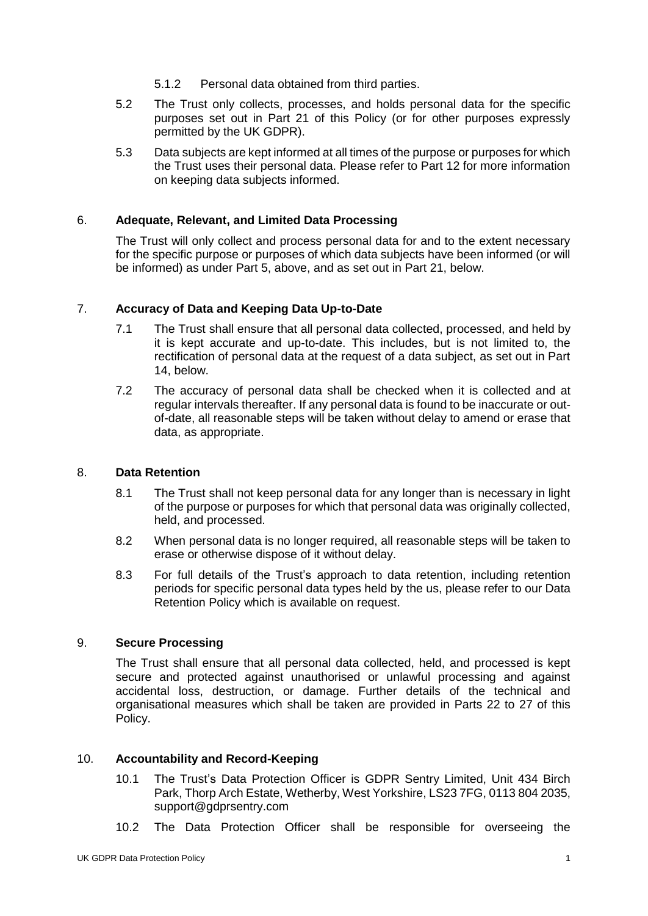5.1.2 Personal data obtained from third parties.

5.2 The Trust only collects, processes, and holds personal data for the specific purposes set out in Part 21 of this Policy (or for other purposes expressly permitted by the UK GDPR).

5.3 Data subjects are kept informed at all times of the purpose or purposes for which the Trust uses their personal data. Please refer to Part 12 for more information on keeping data subjects informed.

## 6. Adequate, Relevant, and Limited Data Processing

The Trust will only collect and process personal data for and to the extent necessary for the specific purpose or purposes of which data subjects have been informed (or will be informed) as under Part 5, above, and as set out in Part 21, below.

## 7. Accuracy of Data and Keeping Data Up-to-Date

7.1 The Trust shall ensure that all personal data collected, processed, and held by it is kept accurate and up-to-date. This includes, but is not limited to, the rectification of personal data at the request of a data subject, as set out in Part 14, below.

7.2 The accuracy of personal data shall be checked when it is collected and at regular intervals thereafter. If any personal data is found to be inaccurate or out-of-date, all reasonable steps will be taken without delay to amend or erase that data, as appropriate.

## 8. Data Retention

8.1 The Trust shall not keep personal data for any longer than is necessary in light of the purpose or purposes for which that personal data was originally collected, held, and processed.

8.2 When personal data is no longer required, all reasonable steps will be taken to erase or otherwise dispose of it without delay.

8.3 For full details of the Trust's approach to data retention, including retention periods for specific personal data types held by the us, please refer to our Data Retention Policy which is available on request.

## 9. Secure Processing

The Trust shall ensure that all personal data collected, held, and processed is kept secure and protected against unauthorised or unlawful processing and against accidental loss, destruction, or damage. Further details of the technical and organisational measures which shall be taken are provided in Parts 22 to 27 of this Policy.

## 10. Accountability and Record-Keeping

10.1 The Trust's Data Protection Officer is GDPR Sentry Limited, Unit 434 Birch Park, Thorp Arch Estate, Wetherby, West Yorkshire, LS23 7FG, 0113 804 2035, support@gdprsentry.com

10.2 The Data Protection Officer shall be responsible for overseeing the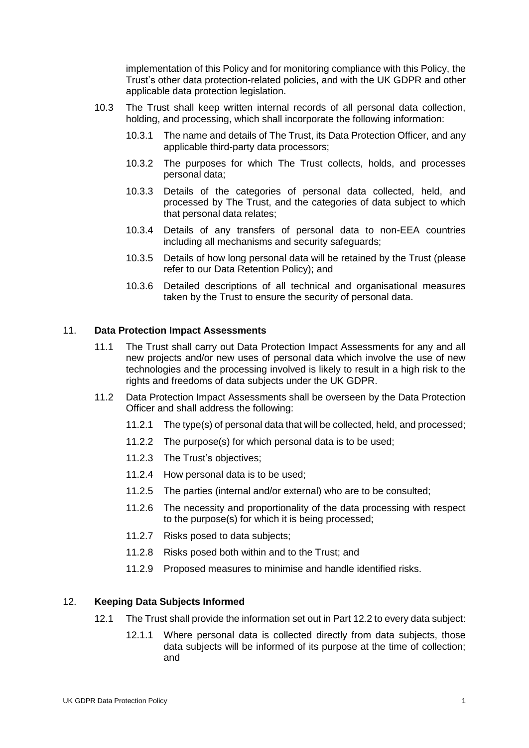implementation of this Policy and for monitoring compliance with this Policy, the Trust's other data protection-related policies, and with the UK GDPR and other applicable data protection legislation.

10.3 The Trust shall keep written internal records of all personal data collection, holding, and processing, which shall incorporate the following information:

10.3.1 The name and details of The Trust, its Data Protection Officer, and any applicable third-party data processors;

10.3.2 The purposes for which The Trust collects, holds, and processes personal data;

10.3.3 Details of the categories of personal data collected, held, and processed by The Trust, and the categories of data subject to which that personal data relates;

10.3.4 Details of any transfers of personal data to non-EEA countries including all mechanisms and security safeguards;

10.3.5 Details of how long personal data will be retained by the Trust (please refer to our Data Retention Policy); and

10.3.6 Detailed descriptions of all technical and organisational measures taken by the Trust to ensure the security of personal data.

## 11. Data Protection Impact Assessments

11.1 The Trust shall carry out Data Protection Impact Assessments for any and all new projects and/or new uses of personal data which involve the use of new technologies and the processing involved is likely to result in a high risk to the rights and freedoms of data subjects under the UK GDPR.

11.2 Data Protection Impact Assessments shall be overseen by the Data Protection Officer and shall address the following:

11.2.1 The type(s) of personal data that will be collected, held, and processed;

11.2.2 The purpose(s) for which personal data is to be used;

11.2.3 The Trust's objectives;

11.2.4 How personal data is to be used;

11.2.5 The parties (internal and/or external) who are to be consulted;

11.2.6 The necessity and proportionality of the data processing with respect to the purpose(s) for which it is being processed;

11.2.7 Risks posed to data subjects;

11.2.8 Risks posed both within and to the Trust; and

11.2.9 Proposed measures to minimise and handle identified risks.

## 12. Keeping Data Subjects Informed

12.1 The Trust shall provide the information set out in Part 12.2 to every data subject:

12.1.1 Where personal data is collected directly from data subjects, those data subjects will be informed of its purpose at the time of collection; and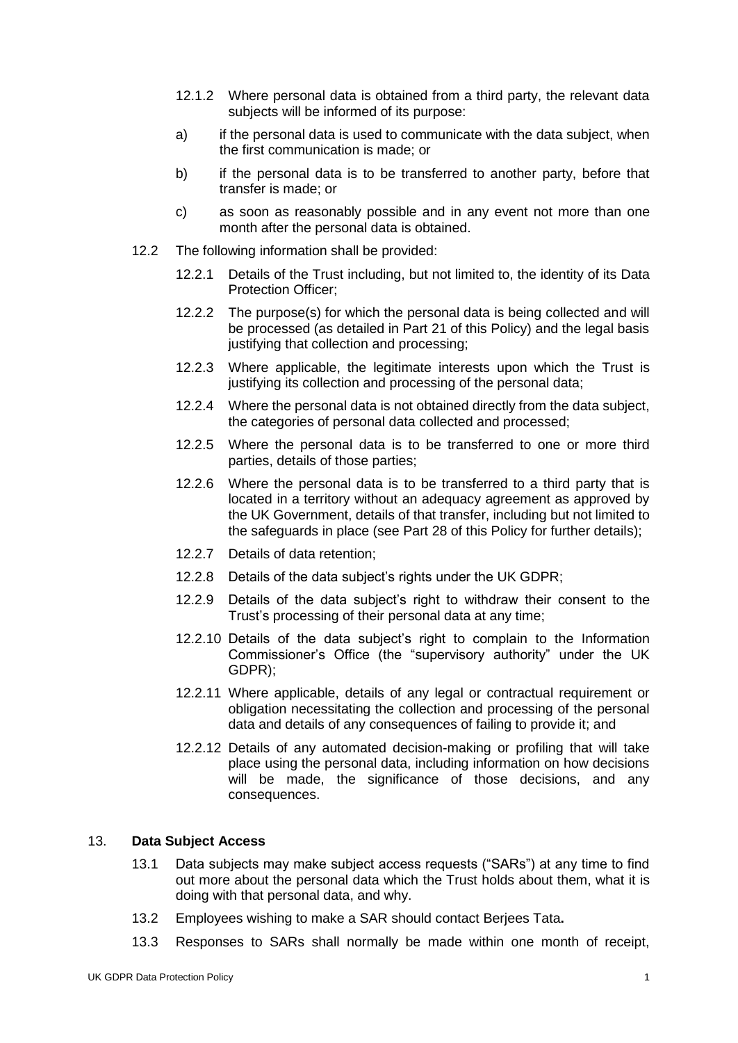12.1.2 Where personal data is obtained from a third party, the relevant data subjects will be informed of its purpose:

a) if the personal data is used to communicate with the data subject, when the first communication is made; or

b) if the personal data is to be transferred to another party, before that transfer is made; or

c) as soon as reasonably possible and in any event not more than one month after the personal data is obtained.

12.2 The following information shall be provided:

12.2.1 Details of the Trust including, but not limited to, the identity of its Data Protection Officer;

12.2.2 The purpose(s) for which the personal data is being collected and will be processed (as detailed in Part 21 of this Policy) and the legal basis justifying that collection and processing;

12.2.3 Where applicable, the legitimate interests upon which the Trust is justifying its collection and processing of the personal data;

12.2.4 Where the personal data is not obtained directly from the data subject, the categories of personal data collected and processed;

12.2.5 Where the personal data is to be transferred to one or more third parties, details of those parties;

12.2.6 Where the personal data is to be transferred to a third party that is located in a territory without an adequacy agreement as approved by the UK Government, details of that transfer, including but not limited to the safeguards in place (see Part 28 of this Policy for further details);

12.2.7 Details of data retention;

12.2.8 Details of the data subject's rights under the UK GDPR;

12.2.9 Details of the data subject's right to withdraw their consent to the Trust's processing of their personal data at any time;

12.2.10 Details of the data subject's right to complain to the Information Commissioner's Office (the "supervisory authority" under the UK GDPR);

12.2.11 Where applicable, details of any legal or contractual requirement or obligation necessitating the collection and processing of the personal data and details of any consequences of failing to provide it; and

12.2.12 Details of any automated decision-making or profiling that will take place using the personal data, including information on how decisions will be made, the significance of those decisions, and any consequences.

## 13. **Data Subject Access**

13.1 Data subjects may make subject access requests ("SARs") at any time to find out more about the personal data which the Trust holds about them, what it is doing with that personal data, and why.

13.2 Employees wishing to make a SAR should contact Berjees Tata**.**

13.3 Responses to SARs shall normally be made within one month of receipt,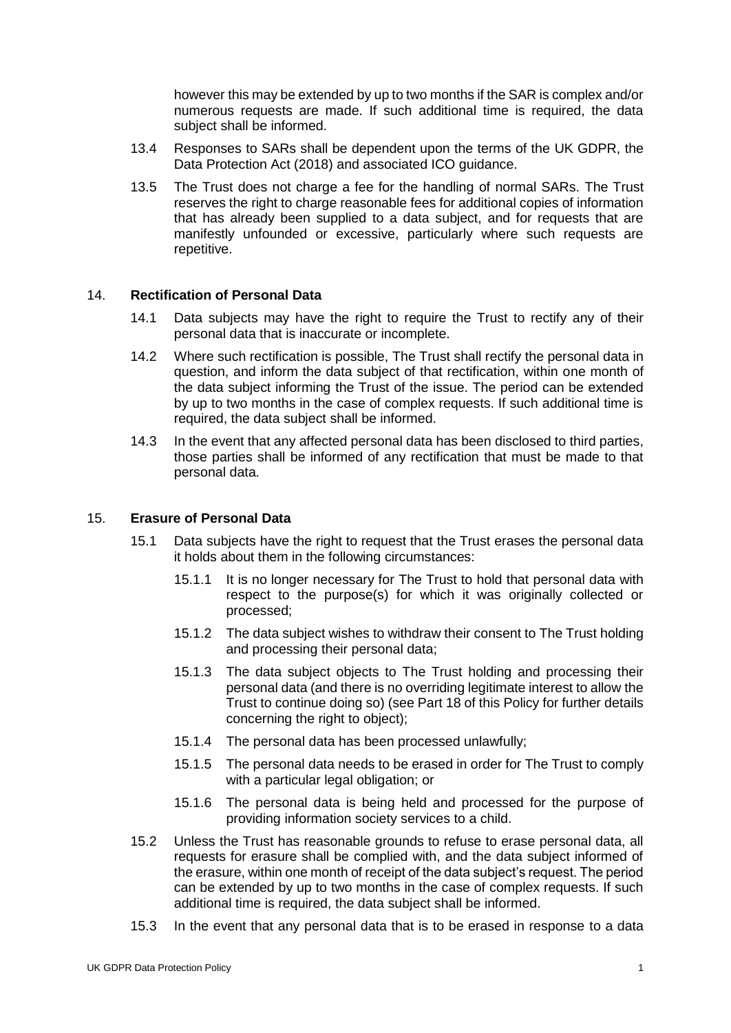however this may be extended by up to two months if the SAR is complex and/or numerous requests are made. If such additional time is required, the data subject shall be informed.

13.4 Responses to SARs shall be dependent upon the terms of the UK GDPR, the Data Protection Act (2018) and associated ICO guidance.

13.5 The Trust does not charge a fee for the handling of normal SARs. The Trust reserves the right to charge reasonable fees for additional copies of information that has already been supplied to a data subject, and for requests that are manifestly unfounded or excessive, particularly where such requests are repetitive.

## 14. **Rectification of Personal Data**

14.1 Data subjects may have the right to require the Trust to rectify any of their personal data that is inaccurate or incomplete.

14.2 Where such rectification is possible, The Trust shall rectify the personal data in question, and inform the data subject of that rectification, within one month of the data subject informing the Trust of the issue. The period can be extended by up to two months in the case of complex requests. If such additional time is required, the data subject shall be informed.

14.3 In the event that any affected personal data has been disclosed to third parties, those parties shall be informed of any rectification that must be made to that personal data.

## 15. **Erasure of Personal Data**

15.1 Data subjects have the right to request that the Trust erases the personal data it holds about them in the following circumstances:

15.1.1 It is no longer necessary for The Trust to hold that personal data with respect to the purpose(s) for which it was originally collected or processed;

15.1.2 The data subject wishes to withdraw their consent to The Trust holding and processing their personal data;

15.1.3 The data subject objects to The Trust holding and processing their personal data (and there is no overriding legitimate interest to allow the Trust to continue doing so) (see Part 18 of this Policy for further details concerning the right to object);

15.1.4 The personal data has been processed unlawfully;

15.1.5 The personal data needs to be erased in order for The Trust to comply with a particular legal obligation; or

15.1.6 The personal data is being held and processed for the purpose of providing information society services to a child.

15.2 Unless the Trust has reasonable grounds to refuse to erase personal data, all requests for erasure shall be complied with, and the data subject informed of the erasure, within one month of receipt of the data subject's request. The period can be extended by up to two months in the case of complex requests. If such additional time is required, the data subject shall be informed.

15.3 In the event that any personal data that is to be erased in response to a data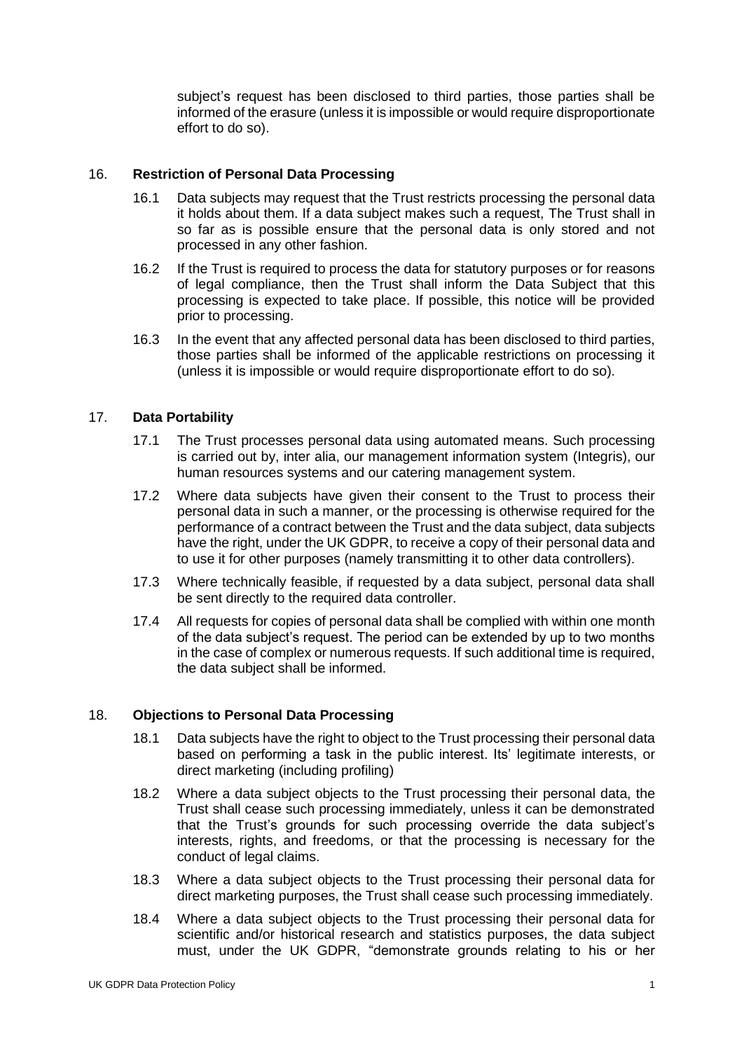subject's request has been disclosed to third parties, those parties shall be informed of the erasure (unless it is impossible or would require disproportionate effort to do so).

## 16. **Restriction of Personal Data Processing**

16.1 Data subjects may request that the Trust restricts processing the personal data it holds about them. If a data subject makes such a request, The Trust shall in so far as is possible ensure that the personal data is only stored and not processed in any other fashion.

16.2 If the Trust is required to process the data for statutory purposes or for reasons of legal compliance, then the Trust shall inform the Data Subject that this processing is expected to take place. If possible, this notice will be provided prior to processing.

16.3 In the event that any affected personal data has been disclosed to third parties, those parties shall be informed of the applicable restrictions on processing it (unless it is impossible or would require disproportionate effort to do so).

## 17. **Data Portability**

17.1 The Trust processes personal data using automated means. Such processing is carried out by, inter alia, our management information system (Integris), our human resources systems and our catering management system.

17.2 Where data subjects have given their consent to the Trust to process their personal data in such a manner, or the processing is otherwise required for the performance of a contract between the Trust and the data subject, data subjects have the right, under the UK GDPR, to receive a copy of their personal data and to use it for other purposes (namely transmitting it to other data controllers).

17.3 Where technically feasible, if requested by a data subject, personal data shall be sent directly to the required data controller.

17.4 All requests for copies of personal data shall be complied with within one month of the data subject's request. The period can be extended by up to two months in the case of complex or numerous requests. If such additional time is required, the data subject shall be informed.

## 18. **Objections to Personal Data Processing**

18.1 Data subjects have the right to object to the Trust processing their personal data based on performing a task in the public interest. Its' legitimate interests, or direct marketing (including profiling)

18.2 Where a data subject objects to the Trust processing their personal data, the Trust shall cease such processing immediately, unless it can be demonstrated that the Trust's grounds for such processing override the data subject's interests, rights, and freedoms, or that the processing is necessary for the conduct of legal claims.

18.3 Where a data subject objects to the Trust processing their personal data for direct marketing purposes, the Trust shall cease such processing immediately.

18.4 Where a data subject objects to the Trust processing their personal data for scientific and/or historical research and statistics purposes, the data subject must, under the UK GDPR, "demonstrate grounds relating to his or her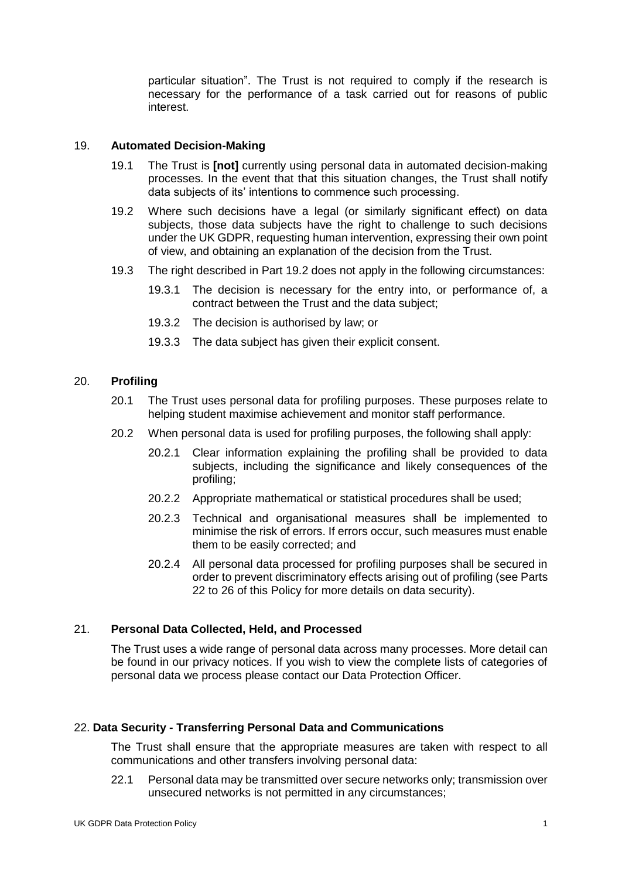particular situation". The Trust is not required to comply if the research is necessary for the performance of a task carried out for reasons of public interest.

## 19. Automated Decision-Making

19.1 The Trust is **[not]** currently using personal data in automated decision-making processes. In the event that that this situation changes, the Trust shall notify data subjects of its' intentions to commence such processing.

19.2 Where such decisions have a legal (or similarly significant effect) on data subjects, those data subjects have the right to challenge to such decisions under the UK GDPR, requesting human intervention, expressing their own point of view, and obtaining an explanation of the decision from the Trust.

19.3 The right described in Part 19.2 does not apply in the following circumstances:

19.3.1 The decision is necessary for the entry into, or performance of, a contract between the Trust and the data subject;

19.3.2 The decision is authorised by law; or

19.3.3 The data subject has given their explicit consent.

## 20. Profiling

20.1 The Trust uses personal data for profiling purposes. These purposes relate to helping student maximise achievement and monitor staff performance.

20.2 When personal data is used for profiling purposes, the following shall apply:

20.2.1 Clear information explaining the profiling shall be provided to data subjects, including the significance and likely consequences of the profiling;

20.2.2 Appropriate mathematical or statistical procedures shall be used;

20.2.3 Technical and organisational measures shall be implemented to minimise the risk of errors. If errors occur, such measures must enable them to be easily corrected; and

20.2.4 All personal data processed for profiling purposes shall be secured in order to prevent discriminatory effects arising out of profiling (see Parts 22 to 26 of this Policy for more details on data security).

## 21. Personal Data Collected, Held, and Processed

The Trust uses a wide range of personal data across many processes. More detail can be found in our privacy notices. If you wish to view the complete lists of categories of personal data we process please contact our Data Protection Officer.

## 22. Data Security - Transferring Personal Data and Communications

The Trust shall ensure that the appropriate measures are taken with respect to all communications and other transfers involving personal data:

22.1 Personal data may be transmitted over secure networks only; transmission over unsecured networks is not permitted in any circumstances;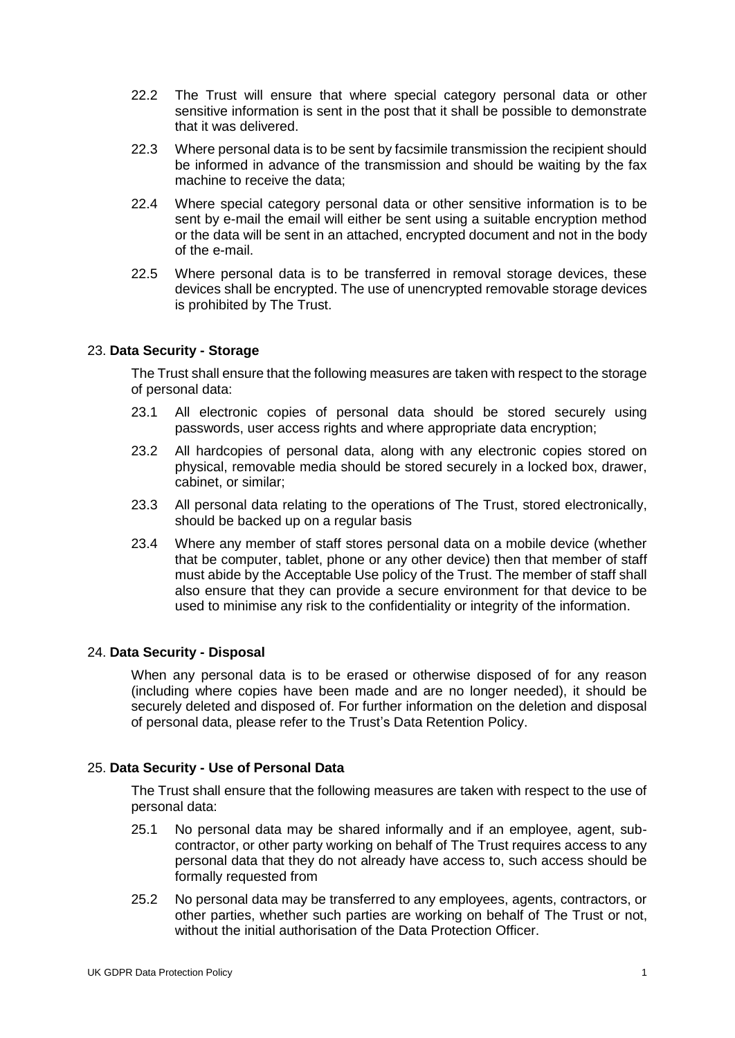22.2 The Trust will ensure that where special category personal data or other sensitive information is sent in the post that it shall be possible to demonstrate that it was delivered.

22.3 Where personal data is to be sent by facsimile transmission the recipient should be informed in advance of the transmission and should be waiting by the fax machine to receive the data;

22.4 Where special category personal data or other sensitive information is to be sent by e-mail the email will either be sent using a suitable encryption method or the data will be sent in an attached, encrypted document and not in the body of the e-mail.

22.5 Where personal data is to be transferred in removal storage devices, these devices shall be encrypted. The use of unencrypted removable storage devices is prohibited by The Trust.

## 23. **Data Security - Storage**

The Trust shall ensure that the following measures are taken with respect to the storage of personal data:

23.1 All electronic copies of personal data should be stored securely using passwords, user access rights and where appropriate data encryption;

23.2 All hardcopies of personal data, along with any electronic copies stored on physical, removable media should be stored securely in a locked box, drawer, cabinet, or similar;

23.3 All personal data relating to the operations of The Trust, stored electronically, should be backed up on a regular basis

23.4 Where any member of staff stores personal data on a mobile device (whether that be computer, tablet, phone or any other device) then that member of staff must abide by the Acceptable Use policy of the Trust. The member of staff shall also ensure that they can provide a secure environment for that device to be used to minimise any risk to the confidentiality or integrity of the information.

## 24. **Data Security - Disposal**

When any personal data is to be erased or otherwise disposed of for any reason (including where copies have been made and are no longer needed), it should be securely deleted and disposed of. For further information on the deletion and disposal of personal data, please refer to the Trust's Data Retention Policy.

## 25. **Data Security - Use of Personal Data**

The Trust shall ensure that the following measures are taken with respect to the use of personal data:

25.1 No personal data may be shared informally and if an employee, agent, sub-contractor, or other party working on behalf of The Trust requires access to any personal data that they do not already have access to, such access should be formally requested from

25.2 No personal data may be transferred to any employees, agents, contractors, or other parties, whether such parties are working on behalf of The Trust or not, without the initial authorisation of the Data Protection Officer.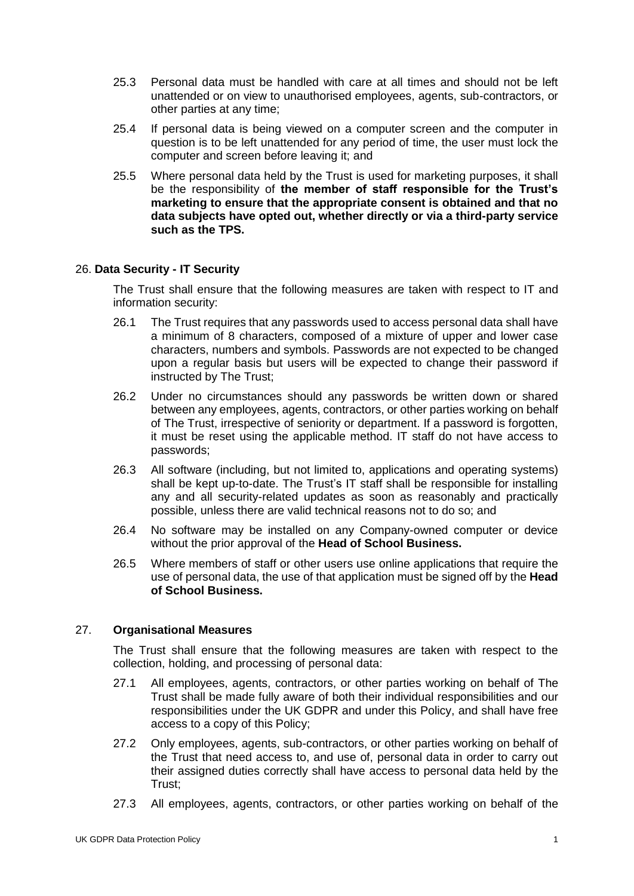25.3 Personal data must be handled with care at all times and should not be left unattended or on view to unauthorised employees, agents, sub-contractors, or other parties at any time;

25.4 If personal data is being viewed on a computer screen and the computer in question is to be left unattended for any period of time, the user must lock the computer and screen before leaving it; and

25.5 Where personal data held by the Trust is used for marketing purposes, it shall be the responsibility of **the member of staff responsible for the Trust's marketing to ensure that the appropriate consent is obtained and that no data subjects have opted out, whether directly or via a third-party service such as the TPS.**

## 26. Data Security - IT Security

The Trust shall ensure that the following measures are taken with respect to IT and information security:

26.1 The Trust requires that any passwords used to access personal data shall have a minimum of 8 characters, composed of a mixture of upper and lower case characters, numbers and symbols. Passwords are not expected to be changed upon a regular basis but users will be expected to change their password if instructed by The Trust;

26.2 Under no circumstances should any passwords be written down or shared between any employees, agents, contractors, or other parties working on behalf of The Trust, irrespective of seniority or department. If a password is forgotten, it must be reset using the applicable method. IT staff do not have access to passwords;

26.3 All software (including, but not limited to, applications and operating systems) shall be kept up-to-date. The Trust's IT staff shall be responsible for installing any and all security-related updates as soon as reasonably and practically possible, unless there are valid technical reasons not to do so; and

26.4 No software may be installed on any Company-owned computer or device without the prior approval of the **Head of School Business.**

26.5 Where members of staff or other users use online applications that require the use of personal data, the use of that application must be signed off by the **Head of School Business.**

## 27. Organisational Measures

The Trust shall ensure that the following measures are taken with respect to the collection, holding, and processing of personal data:

27.1 All employees, agents, contractors, or other parties working on behalf of The Trust shall be made fully aware of both their individual responsibilities and our responsibilities under the UK GDPR and under this Policy, and shall have free access to a copy of this Policy;

27.2 Only employees, agents, sub-contractors, or other parties working on behalf of the Trust that need access to, and use of, personal data in order to carry out their assigned duties correctly shall have access to personal data held by the Trust;

27.3 All employees, agents, contractors, or other parties working on behalf of the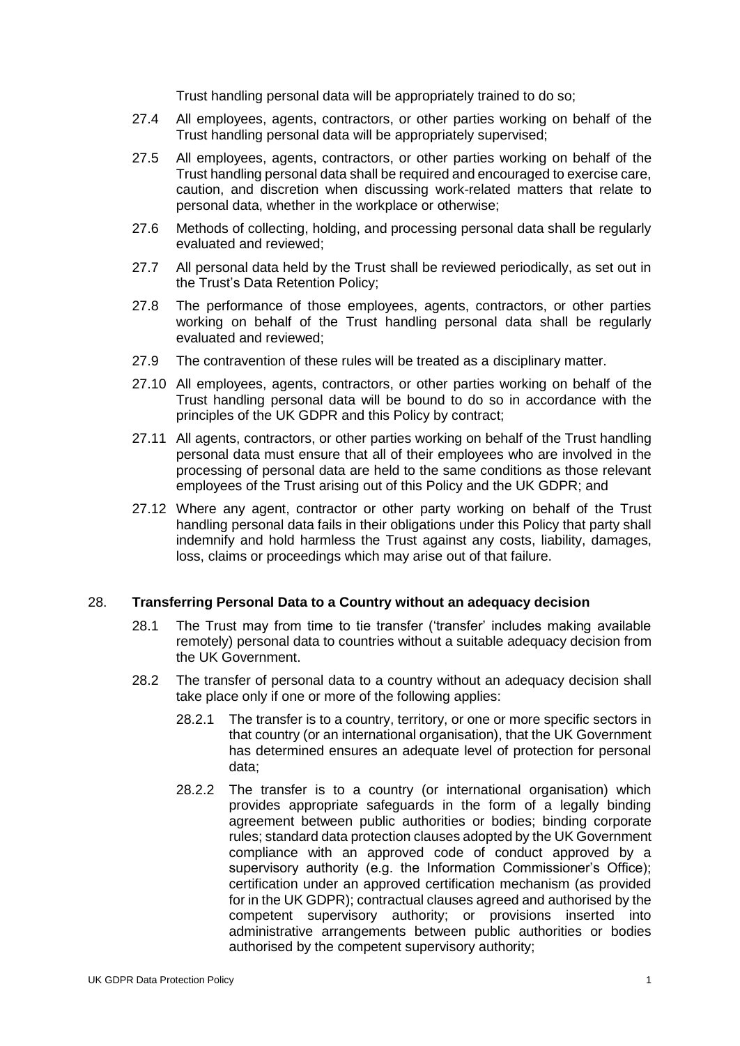Trust handling personal data will be appropriately trained to do so;

27.4 All employees, agents, contractors, or other parties working on behalf of the Trust handling personal data will be appropriately supervised;

27.5 All employees, agents, contractors, or other parties working on behalf of the Trust handling personal data shall be required and encouraged to exercise care, caution, and discretion when discussing work-related matters that relate to personal data, whether in the workplace or otherwise;

27.6 Methods of collecting, holding, and processing personal data shall be regularly evaluated and reviewed;

27.7 All personal data held by the Trust shall be reviewed periodically, as set out in the Trust's Data Retention Policy;

27.8 The performance of those employees, agents, contractors, or other parties working on behalf of the Trust handling personal data shall be regularly evaluated and reviewed;

27.9 The contravention of these rules will be treated as a disciplinary matter.

27.10 All employees, agents, contractors, or other parties working on behalf of the Trust handling personal data will be bound to do so in accordance with the principles of the UK GDPR and this Policy by contract;

27.11 All agents, contractors, or other parties working on behalf of the Trust handling personal data must ensure that all of their employees who are involved in the processing of personal data are held to the same conditions as those relevant employees of the Trust arising out of this Policy and the UK GDPR; and

27.12 Where any agent, contractor or other party working on behalf of the Trust handling personal data fails in their obligations under this Policy that party shall indemnify and hold harmless the Trust against any costs, liability, damages, loss, claims or proceedings which may arise out of that failure.

## 28. Transferring Personal Data to a Country without an adequacy decision

28.1 The Trust may from time to tie transfer ('transfer' includes making available remotely) personal data to countries without a suitable adequacy decision from the UK Government.

28.2 The transfer of personal data to a country without an adequacy decision shall take place only if one or more of the following applies:

28.2.1 The transfer is to a country, territory, or one or more specific sectors in that country (or an international organisation), that the UK Government has determined ensures an adequate level of protection for personal data;

28.2.2 The transfer is to a country (or international organisation) which provides appropriate safeguards in the form of a legally binding agreement between public authorities or bodies; binding corporate rules; standard data protection clauses adopted by the UK Government compliance with an approved code of conduct approved by a supervisory authority (e.g. the Information Commissioner's Office); certification under an approved certification mechanism (as provided for in the UK GDPR); contractual clauses agreed and authorised by the competent supervisory authority; or provisions inserted into administrative arrangements between public authorities or bodies authorised by the competent supervisory authority;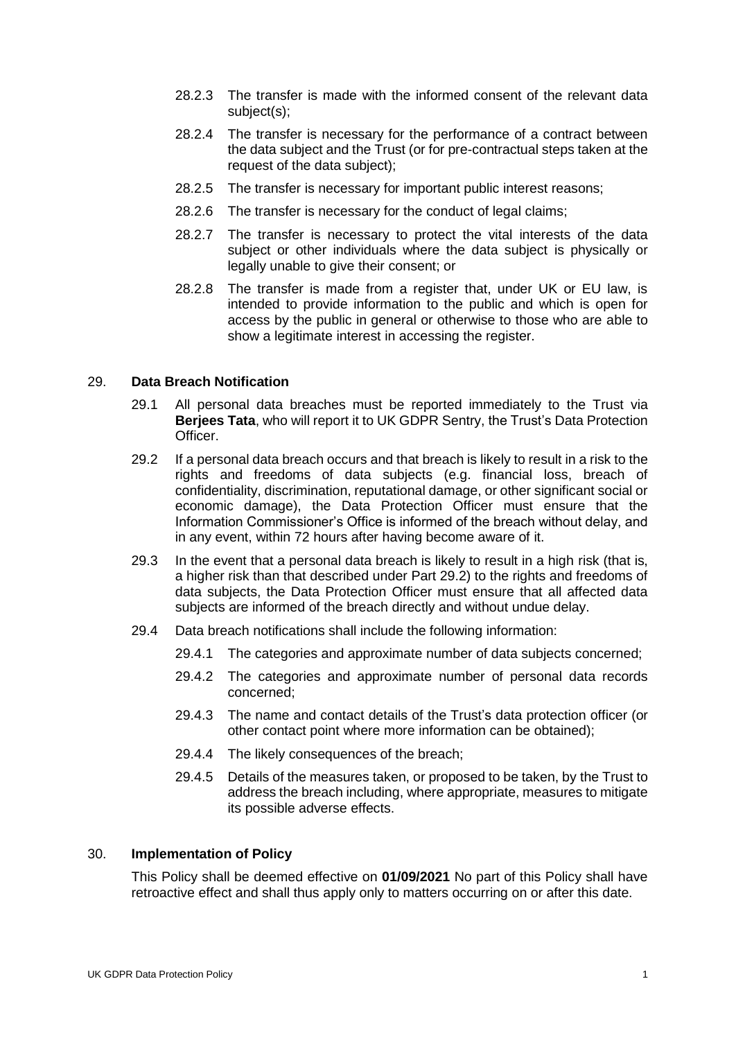28.2.3 The transfer is made with the informed consent of the relevant data subject(s);

28.2.4 The transfer is necessary for the performance of a contract between the data subject and the Trust (or for pre-contractual steps taken at the request of the data subject);

28.2.5 The transfer is necessary for important public interest reasons;

28.2.6 The transfer is necessary for the conduct of legal claims;

28.2.7 The transfer is necessary to protect the vital interests of the data subject or other individuals where the data subject is physically or legally unable to give their consent; or

28.2.8 The transfer is made from a register that, under UK or EU law, is intended to provide information to the public and which is open for access by the public in general or otherwise to those who are able to show a legitimate interest in accessing the register.

## 29. **Data Breach Notification**

29.1 All personal data breaches must be reported immediately to the Trust via **Berjees Tata**, who will report it to UK GDPR Sentry, the Trust's Data Protection Officer.

29.2 If a personal data breach occurs and that breach is likely to result in a risk to the rights and freedoms of data subjects (e.g. financial loss, breach of confidentiality, discrimination, reputational damage, or other significant social or economic damage), the Data Protection Officer must ensure that the Information Commissioner's Office is informed of the breach without delay, and in any event, within 72 hours after having become aware of it.

29.3 In the event that a personal data breach is likely to result in a high risk (that is, a higher risk than that described under Part 29.2) to the rights and freedoms of data subjects, the Data Protection Officer must ensure that all affected data subjects are informed of the breach directly and without undue delay.

29.4 Data breach notifications shall include the following information:

29.4.1 The categories and approximate number of data subjects concerned;

29.4.2 The categories and approximate number of personal data records concerned;

29.4.3 The name and contact details of the Trust's data protection officer (or other contact point where more information can be obtained);

29.4.4 The likely consequences of the breach;

29.4.5 Details of the measures taken, or proposed to be taken, by the Trust to address the breach including, where appropriate, measures to mitigate its possible adverse effects.

## 30. **Implementation of Policy**

This Policy shall be deemed effective on **01/09/2021** No part of this Policy shall have retroactive effect and shall thus apply only to matters occurring on or after this date.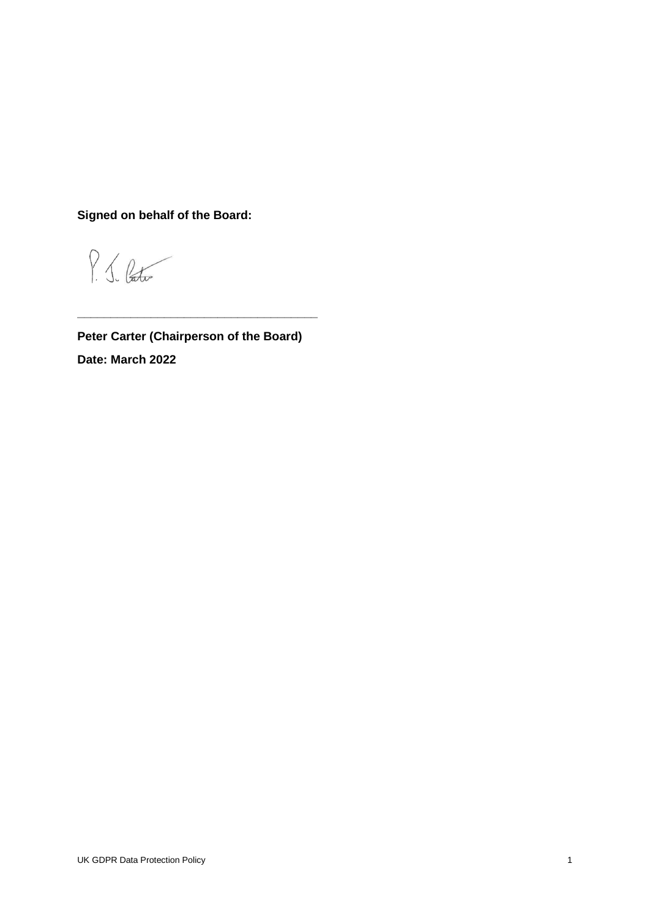**Signed on behalf of the Board:**

\_\_\_\_\_\_\_\_\_\_\_\_\_\_\_\_\_\_\_\_\_\_\_\_\_\_\_\_\_\_\_\_\_\_\_\_\_\_\_

**Peter Carter (Chairperson of the Board)**

**Date: March 2022**